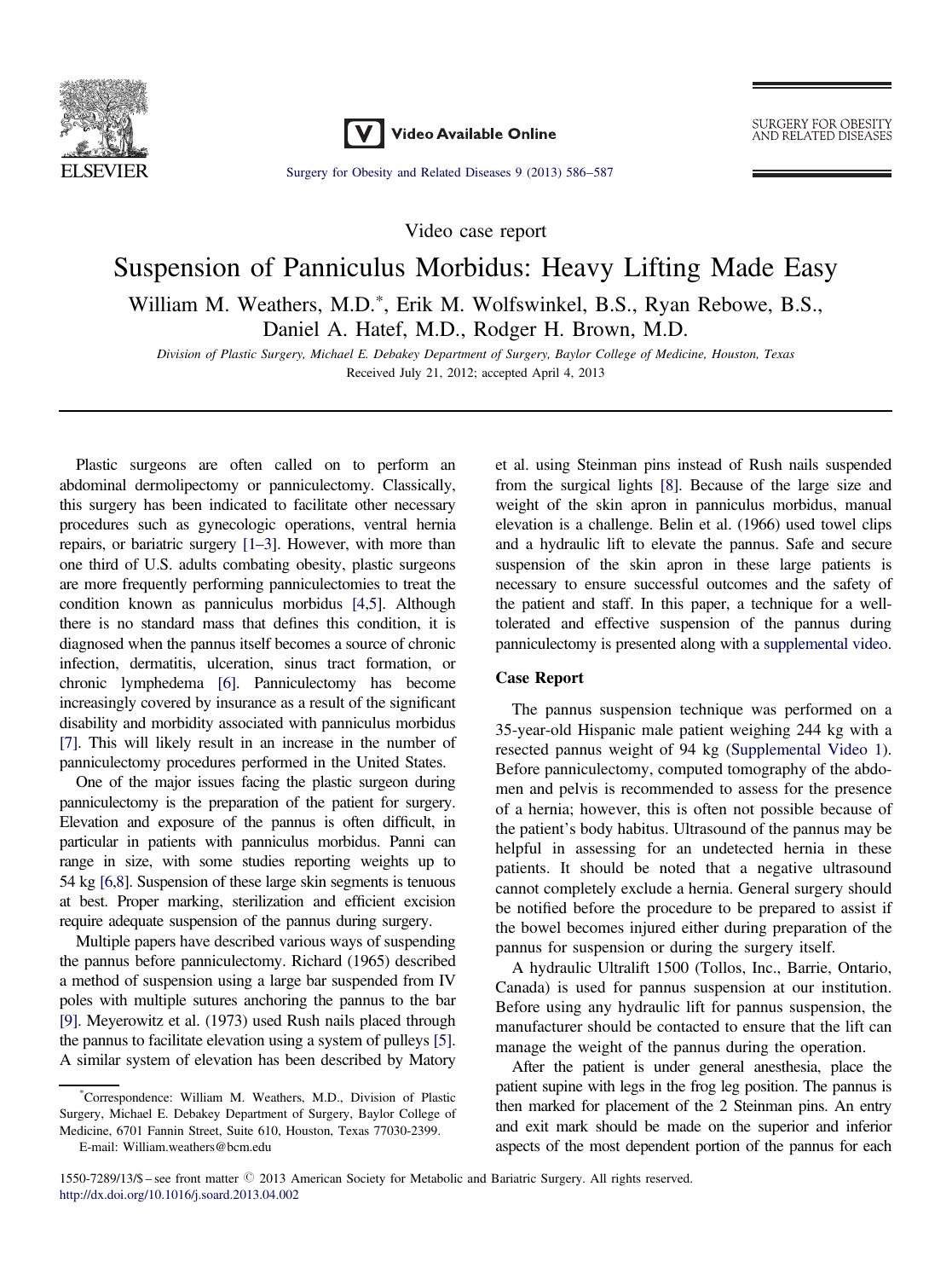Video case report

# Suspension of Panniculus Morbidus: Heavy Lifting Made Easy

William M. Weathers, M.D.*, Erik M. Wolfswinkel, B.S., Ryan Rebowe, B.S., Daniel A. Hatef, M.D., Rodger H. Brown, M.D.

*Division of Plastic Surgery, Michael E. Debakey Department of Surgery, Baylor College of Medicine, Houston, Texas*

Received July 21, 2012; accepted April 4, 2013

---

Plastic surgeons are often called on to perform an abdominal dermolipectomy or panniculectomy. Classically, this surgery has been indicated to facilitate other necessary procedures such as gynecologic operations, ventral hernia repairs, or bariatric surgery [1–3]. However, with more than one third of U.S. adults combating obesity, plastic surgeons are more frequently performing panniculectomies to treat the condition known as panniculus morbidus [4,5]. Although there is no standard mass that defines this condition, it is diagnosed when the pannus itself becomes a source of chronic infection, dermatitis, ulceration, sinus tract formation, or chronic lymphedema [6]. Panniculectomy has become increasingly covered by insurance as a result of the significant disability and morbidity associated with panniculus morbidus [7]. This will likely result in an increase in the number of panniculectomy procedures performed in the United States.

One of the major issues facing the plastic surgeon during panniculectomy is the preparation of the patient for surgery. Elevation and exposure of the pannus is often difficult, in particular in patients with panniculus morbidus. Panni can range in size, with some studies reporting weights up to 54 kg [6,8]. Suspension of these large skin segments is tenuous at best. Proper marking, sterilization and efficient excision require adequate suspension of the pannus during surgery.

Multiple papers have described various ways of suspending the pannus before panniculectomy. Richard (1965) described a method of suspension using a large bar suspended from IV poles with multiple sutures anchoring the pannus to the bar [9]. Meyerowitz et al. (1973) used Rush nails placed through the pannus to facilitate elevation using a system of pulleys [5]. A similar system of elevation has been described by Matory et al. using Steinman pins instead of Rush nails suspended from the surgical lights [8]. Because of the large size and weight of the skin apron in panniculus morbidus, manual elevation is a challenge. Belin et al. (1966) used towel clips and a hydraulic lift to elevate the pannus. Safe and secure suspension of the skin apron in these large patients is necessary to ensure successful outcomes and the safety of the patient and staff. In this paper, a technique for a well-tolerated and effective suspension of the pannus during panniculectomy is presented along with a supplemental video.

## Case Report

The pannus suspension technique was performed on a 35-year-old Hispanic male patient weighing 244 kg with a resected pannus weight of 94 kg (Supplemental Video 1). Before panniculectomy, computed tomography of the abdomen and pelvis is recommended to assess for the presence of a hernia; however, this is often not possible because of the patient's body habitus. Ultrasound of the pannus may be helpful in assessing for an undetected hernia in these patients. It should be noted that a negative ultrasound cannot completely exclude a hernia. General surgery should be notified before the procedure to be prepared to assist if the bowel becomes injured either during preparation of the pannus for suspension or during the surgery itself.

A hydraulic Ultralift 1500 (Tollos, Inc., Barrie, Ontario, Canada) is used for pannus suspension at our institution. Before using any hydraulic lift for pannus suspension, the manufacturer should be contacted to ensure that the lift can manage the weight of the pannus during the operation.

After the patient is under general anesthesia, place the patient supine with legs in the frog leg position. The pannus is then marked for placement of the 2 Steinman pins. An entry and exit mark should be made on the superior and inferior aspects of the most dependent portion of the pannus for each

---

*Correspondence: William M. Weathers, M.D., Division of Plastic Surgery, Michael E. Debakey Department of Surgery, Baylor College of Medicine, 6701 Fannin Street, Suite 610, Houston, Texas 77030-2399.

E-mail: William.weathers@bcm.edu

1550-7289/13/$ – see front matter © 2013 American Society for Metabolic and Bariatric Surgery. All rights reserved.
http://dx.doi.org/10.1016/j.soard.2013.04.002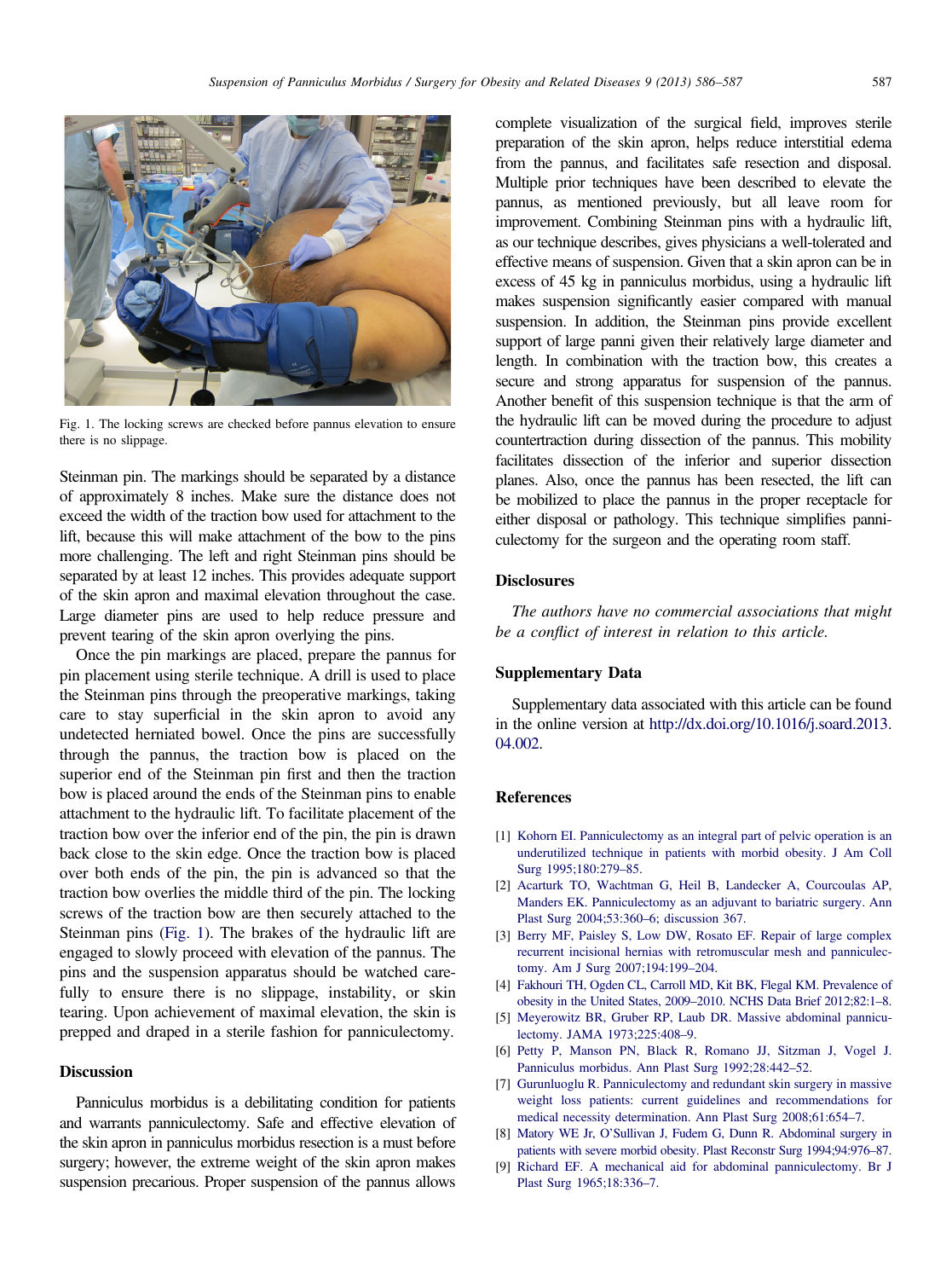Fig. 1. The locking screws are checked before pannus elevation to ensure there is no slippage.

Steinman pin. The markings should be separated by a distance of approximately 8 inches. Make sure the distance does not exceed the width of the traction bow used for attachment to the lift, because this will make attachment of the bow to the pins more challenging. The left and right Steinman pins should be separated by at least 12 inches. This provides adequate support of the skin apron and maximal elevation throughout the case. Large diameter pins are used to help reduce pressure and prevent tearing of the skin apron overlying the pins.

Once the pin markings are placed, prepare the pannus for pin placement using sterile technique. A drill is used to place the Steinman pins through the preoperative markings, taking care to stay superficial in the skin apron to avoid any undetected herniated bowel. Once the pins are successfully through the pannus, the traction bow is placed on the superior end of the Steinman pin first and then the traction bow is placed around the ends of the Steinman pins to enable attachment to the hydraulic lift. To facilitate placement of the traction bow over the inferior end of the pin, the pin is drawn back close to the skin edge. Once the traction bow is placed over both ends of the pin, the pin is advanced so that the traction bow overlies the middle third of the pin. The locking screws of the traction bow are then securely attached to the Steinman pins (Fig. 1). The brakes of the hydraulic lift are engaged to slowly proceed with elevation of the pannus. The pins and the suspension apparatus should be watched carefully to ensure there is no slippage, instability, or skin tearing. Upon achievement of maximal elevation, the skin is prepped and draped in a sterile fashion for panniculectomy.

## Discussion

Panniculus morbidus is a debilitating condition for patients and warrants panniculectomy. Safe and effective elevation of the skin apron in panniculus morbidus resection is a must before surgery; however, the extreme weight of the skin apron makes suspension precarious. Proper suspension of the pannus allows complete visualization of the surgical field, improves sterile preparation of the skin apron, helps reduce interstitial edema from the pannus, and facilitates safe resection and disposal. Multiple prior techniques have been described to elevate the pannus, as mentioned previously, but all leave room for improvement. Combining Steinman pins with a hydraulic lift, as our technique describes, gives physicians a well-tolerated and effective means of suspension. Given that a skin apron can be in excess of 45 kg in panniculus morbidus, using a hydraulic lift makes suspension significantly easier compared with manual suspension. In addition, the Steinman pins provide excellent support of large panni given their relatively large diameter and length. In combination with the traction bow, this creates a secure and strong apparatus for suspension of the pannus. Another benefit of this suspension technique is that the arm of the hydraulic lift can be moved during the procedure to adjust countertraction during dissection of the pannus. This mobility facilitates dissection of the inferior and superior dissection planes. Also, once the pannus has been resected, the lift can be mobilized to place the pannus in the proper receptacle for either disposal or pathology. This technique simplifies panniculectomy for the surgeon and the operating room staff.

## Disclosures

*The authors have no commercial associations that might be a conflict of interest in relation to this article.*

## Supplementary Data

Supplementary data associated with this article can be found in the online version at http://dx.doi.org/10.1016/j.soard.2013.04.002.

## References

[1] Kohorn EI. Panniculectomy as an integral part of pelvic operation is an underutilized technique in patients with morbid obesity. J Am Coll Surg 1995;180:279–85.

[2] Acarturk TO, Wachtman G, Heil B, Landecker A, Courcoulas AP, Manders EK. Panniculectomy as an adjuvant to bariatric surgery. Ann Plast Surg 2004;53:360–6; discussion 367.

[3] Berry MF, Paisley S, Low DW, Rosato EF. Repair of large complex recurrent incisional hernias with retromuscular mesh and panniculectomy. Am J Surg 2007;194:199–204.

[4] Fakhouri TH, Ogden CL, Carroll MD, Kit BK, Flegal KM. Prevalence of obesity in the United States, 2009–2010. NCHS Data Brief 2012;82:1–8.

[5] Meyerowitz BR, Gruber RP, Laub DR. Massive abdominal panniculectomy. JAMA 1973;225:408–9.

[6] Petty P, Manson PN, Black R, Romano JJ, Sitzman J, Vogel J. Panniculus morbidus. Ann Plast Surg 1992;28:442–52.

[7] Gurunluoglu R. Panniculectomy and redundant skin surgery in massive weight loss patients: current guidelines and recommendations for medical necessity determination. Ann Plast Surg 2008;61:654–7.

[8] Matory WE Jr, O'Sullivan J, Fudem G, Dunn R. Abdominal surgery in patients with severe morbid obesity. Plast Reconstr Surg 1994;94:976–87.

[9] Richard EF. A mechanical aid for abdominal panniculectomy. Br J Plast Surg 1965;18:336–7.